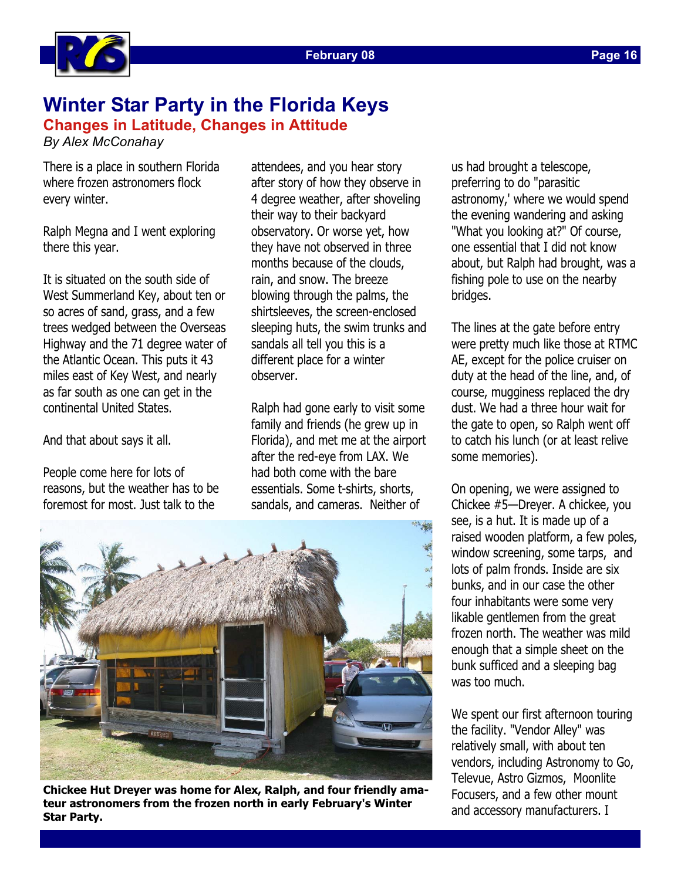# Winter Star Party in the Florida Keys

## Changes in Latitude, Changes in Attitude

*By Alex McConahay*

There is a place in southern Florida where frozen astronomers flock every winter.

Ralph Megna and I went exploring there this year.

It is situated on the south side of West Summerland Key, about ten or so acres of sand, grass, and a few trees wedged between the Overseas Highway and the 71 degree water of the Atlantic Ocean. This puts it 43 miles east of Key West, and nearly as far south as one can get in the continental United States.

And that about says it all.

People come here for lots of reasons, but the weather has to be foremost for most. Just talk to the attendees, and you hear story after story of how they observe in 4 degree weather, after shoveling their way to their backyard observatory. Or worse yet, how they have not observed in three months because of the clouds, rain, and snow. The breeze blowing through the palms, the shirtsleeves, the screen-enclosed sleeping huts, the swim trunks and sandals all tell you this is a different place for a winter observer.

Ralph had gone early to visit some family and friends (he grew up in Florida), and met me at the airport after the red-eye from LAX. We had both come with the bare essentials. Some t-shirts, shorts, sandals, and cameras. Neither of us had brought a telescope, preferring to do "parasitic astronomy,' where we would spend the evening wandering and asking "What you looking at?" Of course, one essential that I did not know about, but Ralph had brought, was a fishing pole to use on the nearby bridges.

The lines at the gate before entry were pretty much like those at RTMC AE, except for the police cruiser on duty at the head of the line, and, of course, mugginess replaced the dry dust. We had a three hour wait for the gate to open, so Ralph went off to catch his lunch (or at least relive some memories).

On opening, we were assigned to Chickee #5—Dreyer. A chickee, you see, is a hut. It is made up of a raised wooden platform, a few poles, window screening, some tarps, and lots of palm fronds. Inside are six bunks, and in our case the other four inhabitants were some very likable gentlemen from the great frozen north. The weather was mild enough that a simple sheet on the bunk sufficed and a sleeping bag was too much.

We spent our first afternoon touring the facility. "Vendor Alley" was relatively small, with about ten vendors, including Astronomy to Go, Televue, Astro Gizmos, Moonlite Focusers, and a few other mount and accessory manufacturers. I

**Chickee Hut Dreyer was home for Alex, Ralph, and four friendly amateur astronomers from the frozen north in early February's Winter Star Party.**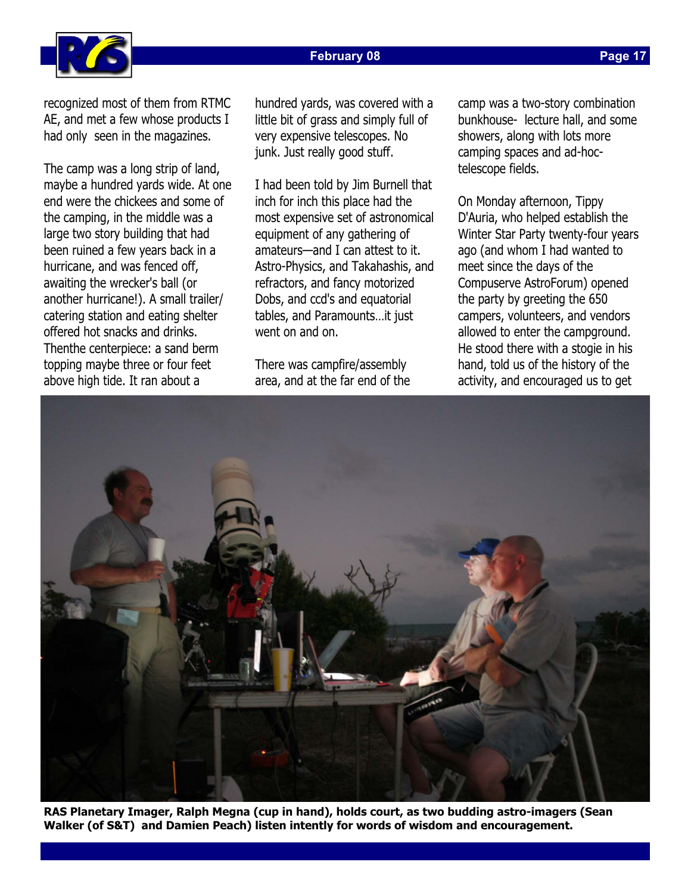recognized most of them from RTMC AE, and met a few whose products I had only seen in the magazines.

The camp was a long strip of land, maybe a hundred yards wide. At one end were the chickees and some of the camping, in the middle was a large two story building that had been ruined a few years back in a hurricane, and was fenced off, awaiting the wrecker's ball (or another hurricane!). A small trailer/ catering station and eating shelter offered hot snacks and drinks. Thenthe centerpiece: a sand berm topping maybe three or four feet above high tide. It ran about a hundred yards, was covered with a little bit of grass and simply full of very expensive telescopes. No junk. Just really good stuff.

I had been told by Jim Burnell that inch for inch this place had the most expensive set of astronomical equipment of any gathering of amateurs—and I can attest to it. Astro-Physics, and Takahashis, and refractors, and fancy motorized Dobs, and ccd's and equatorial tables, and Paramounts…it just went on and on.

There was campfire/assembly area, and at the far end of the camp was a two-story combination bunkhouse- lecture hall, and some showers, along with lots more camping spaces and ad-hoc-telescope fields.

On Monday afternoon, Tippy D'Auria, who helped establish the Winter Star Party twenty-four years ago (and whom I had wanted to meet since the days of the Compuserve AstroForum) opened the party by greeting the 650 campers, volunteers, and vendors allowed to enter the campground. He stood there with a stogie in his hand, told us of the history of the activity, and encouraged us to get

**RAS Planetary Imager, Ralph Megna (cup in hand), holds court, as two budding astro-imagers (Sean Walker (of S&T) and Damien Peach) listen intently for words of wisdom and encouragement.**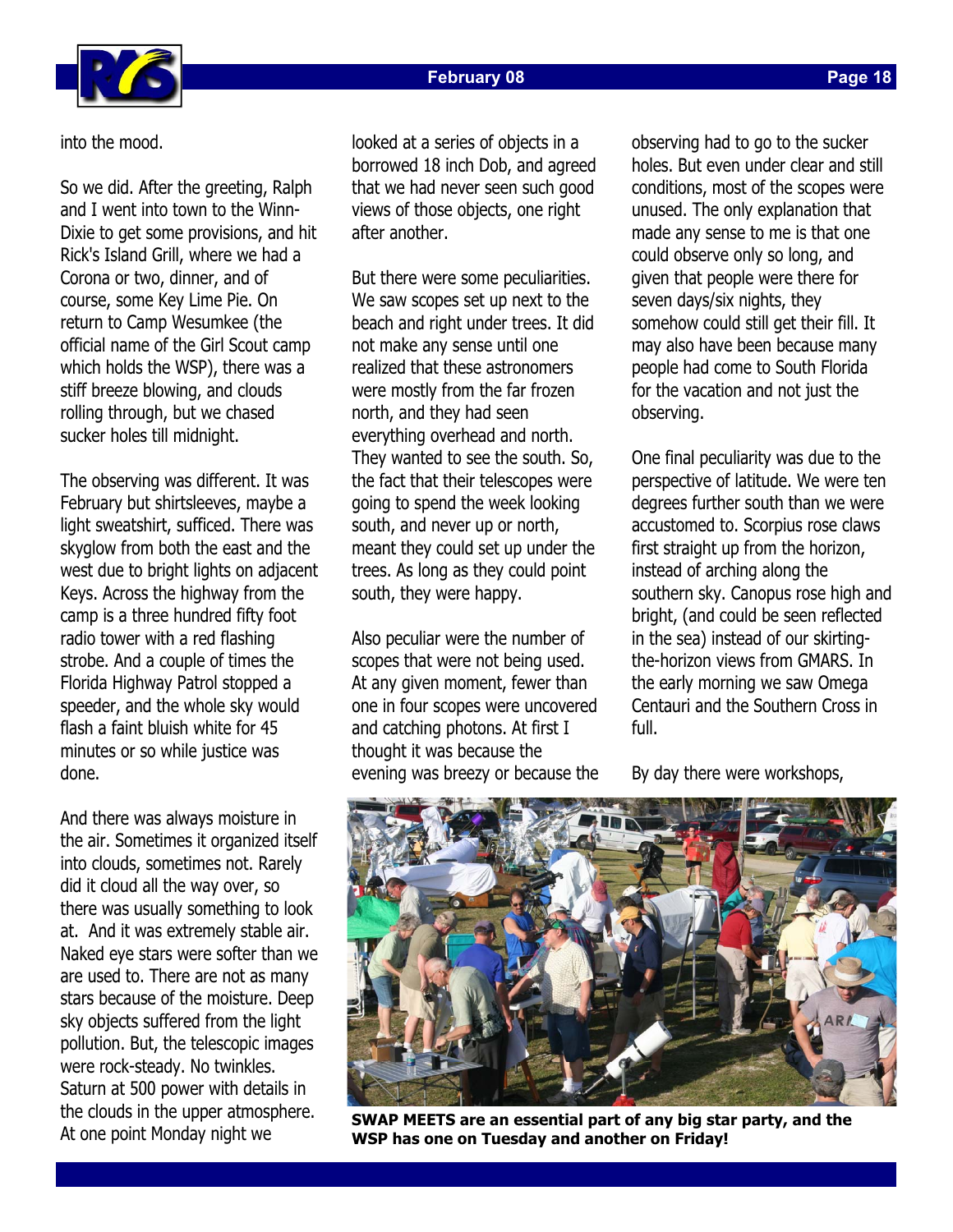into the mood.

So we did. After the greeting, Ralph and I went into town to the Winn-Dixie to get some provisions, and hit Rick's Island Grill, where we had a Corona or two, dinner, and of course, some Key Lime Pie. On return to Camp Wesumkee (the official name of the Girl Scout camp which holds the WSP), there was a stiff breeze blowing, and clouds rolling through, but we chased sucker holes till midnight.

The observing was different. It was February but shirtsleeves, maybe a light sweatshirt, sufficed. There was skyglow from both the east and the west due to bright lights on adjacent Keys. Across the highway from the camp is a three hundred fifty foot radio tower with a red flashing strobe. And a couple of times the Florida Highway Patrol stopped a speeder, and the whole sky would flash a faint bluish white for 45 minutes or so while justice was done.

And there was always moisture in the air. Sometimes it organized itself into clouds, sometimes not. Rarely did it cloud all the way over, so there was usually something to look at. And it was extremely stable air. Naked eye stars were softer than we are used to. There are not as many stars because of the moisture. Deep sky objects suffered from the light pollution. But, the telescopic images were rock-steady. No twinkles. Saturn at 500 power with details in the clouds in the upper atmosphere. At one point Monday night we looked at a series of objects in a borrowed 18 inch Dob, and agreed that we had never seen such good views of those objects, one right after another.

But there were some peculiarities. We saw scopes set up next to the beach and right under trees. It did not make any sense until one realized that these astronomers were mostly from the far frozen north, and they had seen everything overhead and north. They wanted to see the south. So, the fact that their telescopes were going to spend the week looking south, and never up or north, meant they could set up under the trees. As long as they could point south, they were happy.

Also peculiar were the number of scopes that were not being used. At any given moment, fewer than one in four scopes were uncovered and catching photons. At first I thought it was because the evening was breezy or because the observing had to go to the sucker holes. But even under clear and still conditions, most of the scopes were unused. The only explanation that made any sense to me is that one could observe only so long, and given that people were there for seven days/six nights, they somehow could still get their fill. It may also have been because many people had come to South Florida for the vacation and not just the observing.

One final peculiarity was due to the perspective of latitude. We were ten degrees further south than we were accustomed to. Scorpius rose claws first straight up from the horizon, instead of arching along the southern sky. Canopus rose high and bright, (and could be seen reflected in the sea) instead of our skirting-the-horizon views from GMARS. In the early morning we saw Omega Centauri and the Southern Cross in full.

By day there were workshops,

**SWAP MEETS are an essential part of any big star party, and the WSP has one on Tuesday and another on Friday!**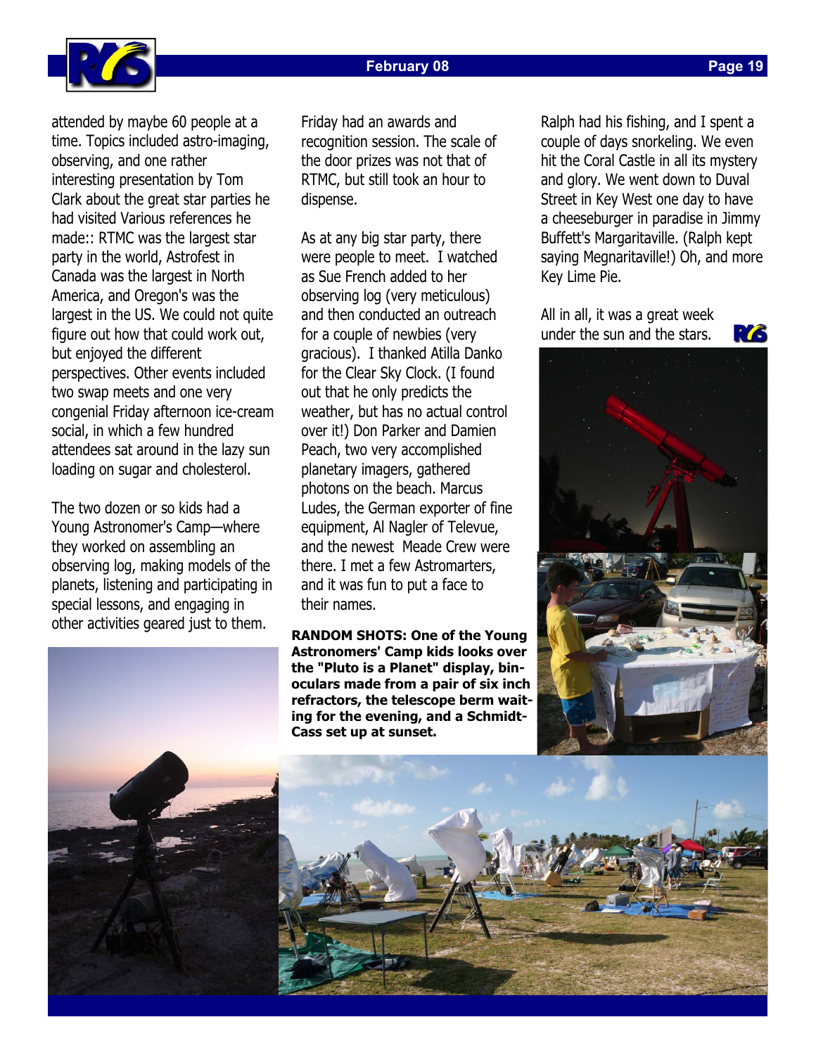attended by maybe 60 people at a time. Topics included astro-imaging, observing, and one rather interesting presentation by Tom Clark about the great star parties he had visited Various references he made:: RTMC was the largest star party in the world, Astrofest in Canada was the largest in North America, and Oregon's was the largest in the US. We could not quite figure out how that could work out, but enjoyed the different perspectives. Other events included two swap meets and one very congenial Friday afternoon ice-cream social, in which a few hundred attendees sat around in the lazy sun loading on sugar and cholesterol.

The two dozen or so kids had a Young Astronomer's Camp—where they worked on assembling an observing log, making models of the planets, listening and participating in special lessons, and engaging in other activities geared just to them.

Friday had an awards and recognition session. The scale of the door prizes was not that of RTMC, but still took an hour to dispense.

As at any big star party, there were people to meet. I watched as Sue French added to her observing log (very meticulous) and then conducted an outreach for a couple of newbies (very gracious). I thanked Atilla Danko for the Clear Sky Clock. (I found out that he only predicts the weather, but has no actual control over it!) Don Parker and Damien Peach, two very accomplished planetary imagers, gathered photons on the beach. Marcus Ludes, the German exporter of fine equipment, Al Nagler of Televue, and the newest Meade Crew were there. I met a few Astromarters, and it was fun to put a face to their names.

Ralph had his fishing, and I spent a couple of days snorkeling. We even hit the Coral Castle in all its mystery and glory. We went down to Duval Street in Key West one day to have a cheeseburger in paradise in Jimmy Buffett's Margaritaville. (Ralph kept saying Megnaritaville!) Oh, and more Key Lime Pie.

All in all, it was a great week under the sun and the stars.

**RANDOM SHOTS: One of the Young Astronomers' Camp kids looks over the "Pluto is a Planet" display, binoculars made from a pair of six inch refractors, the telescope berm waiting for the evening, and a Schmidt-Cass set up at sunset.**